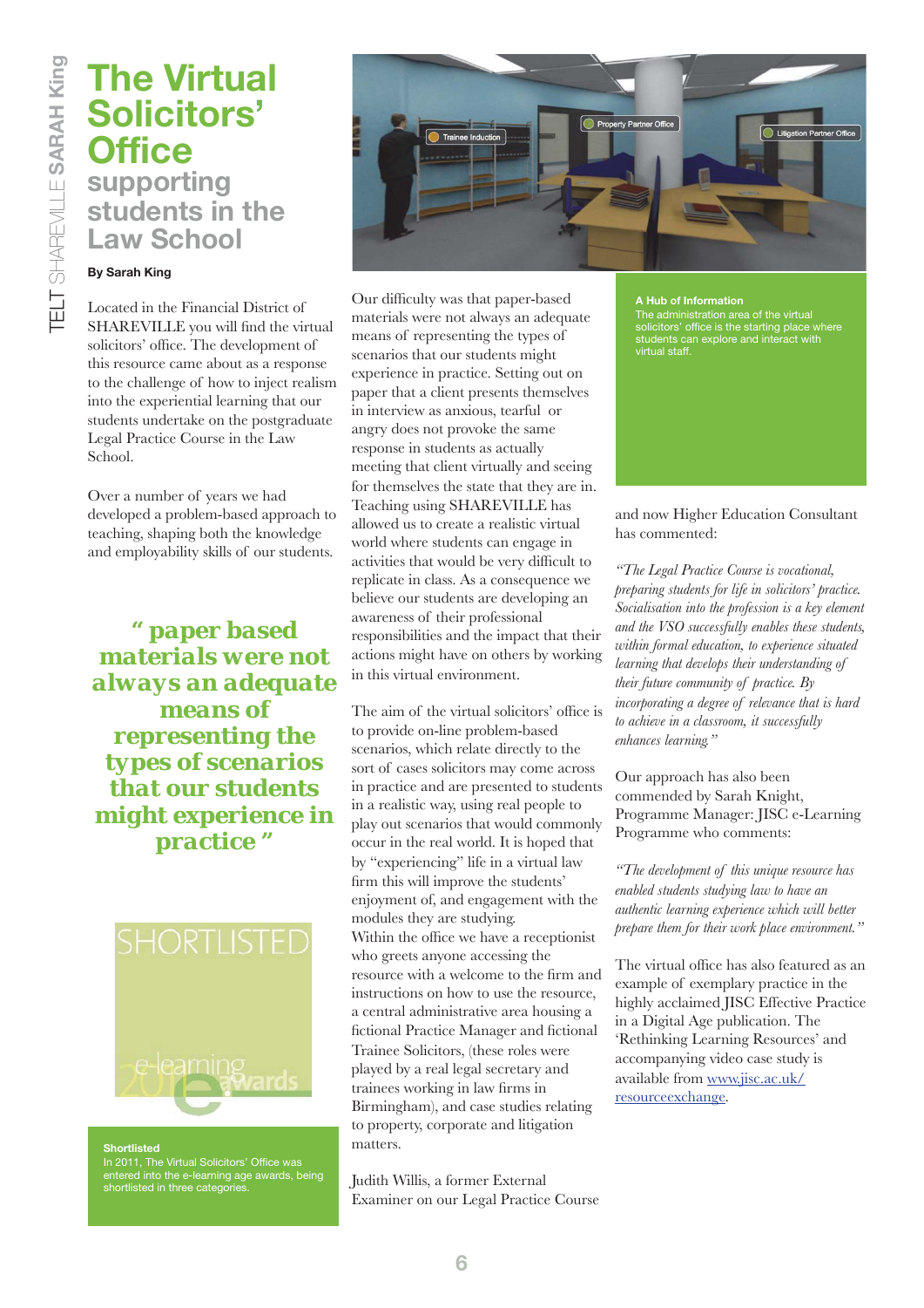# The Virtual Solicitors' Office

## supporting students in the Law School

**By Sarah King**

Located in the Financial District of SHAREVILLE you will find the virtual solicitors' office. The development of this resource came about as a response to the challenge of how to inject realism into the experiential learning that our students undertake on the postgraduate Legal Practice Course in the Law School.

Over a number of years we had developed a problem-based approach to teaching, shaping both the knowledge and employability skills of our students.

> **" paper based materials were not always an adequate means of representing the types of scenarios that our students might experience in practice "**

**Shortlisted**
In 2011, The Virtual Solicitors' Office was entered into the e-learning age awards, being shortlisted in three categories.

Our difficulty was that paper-based materials were not always an adequate means of representing the types of scenarios that our students might experience in practice. Setting out on paper that a client presents themselves in interview as anxious, tearful or angry does not provoke the same response in students as actually meeting that client virtually and seeing for themselves the state that they are in. Teaching using SHAREVILLE has allowed us to create a realistic virtual world where students can engage in activities that would be very difficult to replicate in class. As a consequence we believe our students are developing an awareness of their professional responsibilities and the impact that their actions might have on others by working in this virtual environment.

The aim of the virtual solicitors' office is to provide on-line problem-based scenarios, which relate directly to the sort of cases solicitors may come across in practice and are presented to students in a realistic way, using real people to play out scenarios that would commonly occur in the real world. It is hoped that by "experiencing" life in a virtual law firm this will improve the students' enjoyment of, and engagement with the modules they are studying.
Within the office we have a receptionist who greets anyone accessing the resource with a welcome to the firm and instructions on how to use the resource, a central administrative area housing a fictional Practice Manager and fictional Trainee Solicitors, (these roles were played by a real legal secretary and trainees working in law firms in Birmingham), and case studies relating to property, corporate and litigation matters.

**A Hub of Information**
The administration area of the virtual solicitors' office is the starting place where students can explore and interact with virtual staff.

Judith Willis, a former External Examiner on our Legal Practice Course and now Higher Education Consultant has commented:

*"The Legal Practice Course is vocational, preparing students for life in solicitors' practice. Socialisation into the profession is a key element and the VSO successfully enables these students, within formal education, to experience situated learning that develops their understanding of their future community of practice. By incorporating a degree of relevance that is hard to achieve in a classroom, it successfully enhances learning."*

Our approach has also been commended by Sarah Knight, Programme Manager: JISC e-Learning Programme who comments:

*"The development of this unique resource has enabled students studying law to have an authentic learning experience which will better prepare them for their work place environment."*

The virtual office has also featured as an example of exemplary practice in the highly acclaimed JISC Effective Practice in a Digital Age publication. The 'Rethinking Learning Resources' and accompanying video case study is available from www.jisc.ac.uk/resourceexchange.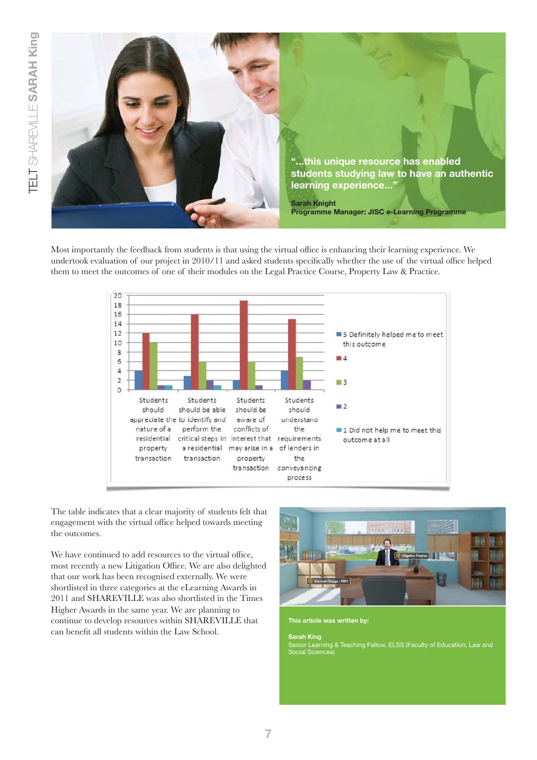> **"…this unique resource has enabled students studying law to have an authentic learning experience…"**
>
> **Sarah Knight**
> **Programme Manager: JISC e-Learning Programme**

Most importantly the feedback from students is that using the virtual office is enhancing their learning experience. We undertook evaluation of our project in 2010/11 and asked students specifically whether the use of the virtual office helped them to meet the outcomes of one of their modules on the Legal Practice Course, Property Law & Practice.

20
18
16
14
12
10
8
6
4
2
0

Students should appreciate the nature of a residential property transaction

Students should be able to identify and perform the critical steps in a residential transaction

Students should be aware of conflicts of interest that may arise in a property transaction

Students should understand the requirements of lenders in the conveyancing process

5 Definitely helped me to meet this outcome
4
3
2
1 Did not help me to meet this outcome at all

The table indicates that a clear majority of students felt that engagement with the virtual office helped towards meeting the outcomes.

We have continued to add resources to the virtual office, most recently a new Litigation Office. We are also delighted that our work has been recognised externally. We were shortlisted in three categories at the eLearning Awards in 2011 and SHAREVILLE was also shortlisted in the Times Higher Awards in the same year. We are planning to continue to develop resources within SHAREVILLE that can benefit all students within the Law School.

**This article was written by:**

**Sarah King**
Senior Learning & Teaching Fellow, ELSS (Faculty of Education, Law and Social Sciences)